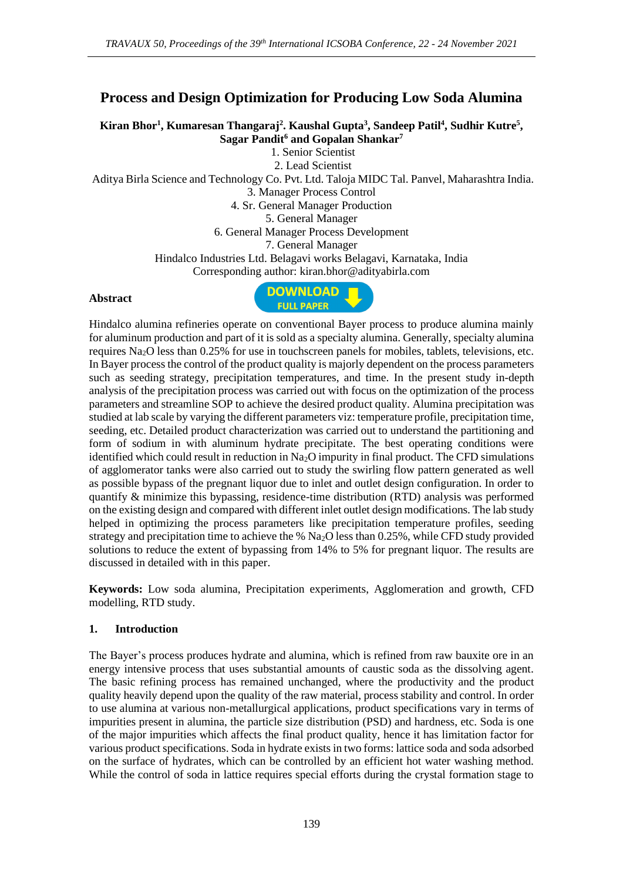# Process and Design Optimization for Producing Low Soda Alumina

**Kiran Bhor[1], Kumaresan Thangaraj[2]. Kaushal Gupta[3], Sandeep Patil[4], Sudhir Kutre[5], Sagar Pandit[6] and Gopalan Shankar[7]**

1. Senior Scientist
2. Lead Scientist

Aditya Birla Science and Technology Co. Pvt. Ltd. Taloja MIDC Tal. Panvel, Maharashtra India.

3. Manager Process Control
4. Sr. General Manager Production
5. General Manager
6. General Manager Process Development
7. General Manager

Hindalco Industries Ltd. Belagavi works Belagavi, Karnataka, India

Corresponding author: kiran.bhor@adityabirla.com

**Abstract**

DOWNLOAD FULL PAPER

Hindalco alumina refineries operate on conventional Bayer process to produce alumina mainly for aluminum production and part of it is sold as a specialty alumina. Generally, specialty alumina requires $Na_2O$ less than 0.25% for use in touchscreen panels for mobiles, tablets, televisions, etc. In Bayer process the control of the product quality is majorly dependent on the process parameters such as seeding strategy, precipitation temperatures, and time. In the present study in-depth analysis of the precipitation process was carried out with focus on the optimization of the process parameters and streamline SOP to achieve the desired product quality. Alumina precipitation was studied at lab scale by varying the different parameters viz: temperature profile, precipitation time, seeding, etc. Detailed product characterization was carried out to understand the partitioning and form of sodium in with aluminum hydrate precipitate. The best operating conditions were identified which could result in reduction in $Na_2O$ impurity in final product. The CFD simulations of agglomerator tanks were also carried out to study the swirling flow pattern generated as well as possible bypass of the pregnant liquor due to inlet and outlet design configuration. In order to quantify & minimize this bypassing, residence-time distribution (RTD) analysis was performed on the existing design and compared with different inlet outlet design modifications. The lab study helped in optimizing the process parameters like precipitation temperature profiles, seeding strategy and precipitation time to achieve the % $Na_2O$ less than 0.25%, while CFD study provided solutions to reduce the extent of bypassing from 14% to 5% for pregnant liquor. The results are discussed in detailed with in this paper.

**Keywords:** Low soda alumina, Precipitation experiments, Agglomeration and growth, CFD modelling, RTD study.

## 1. Introduction

The Bayer's process produces hydrate and alumina, which is refined from raw bauxite ore in an energy intensive process that uses substantial amounts of caustic soda as the dissolving agent. The basic refining process has remained unchanged, where the productivity and the product quality heavily depend upon the quality of the raw material, process stability and control. In order to use alumina at various non-metallurgical applications, product specifications vary in terms of impurities present in alumina, the particle size distribution (PSD) and hardness, etc. Soda is one of the major impurities which affects the final product quality, hence it has limitation factor for various product specifications. Soda in hydrate exists in two forms: lattice soda and soda adsorbed on the surface of hydrates, which can be controlled by an efficient hot water washing method. While the control of soda in lattice requires special efforts during the crystal formation stage to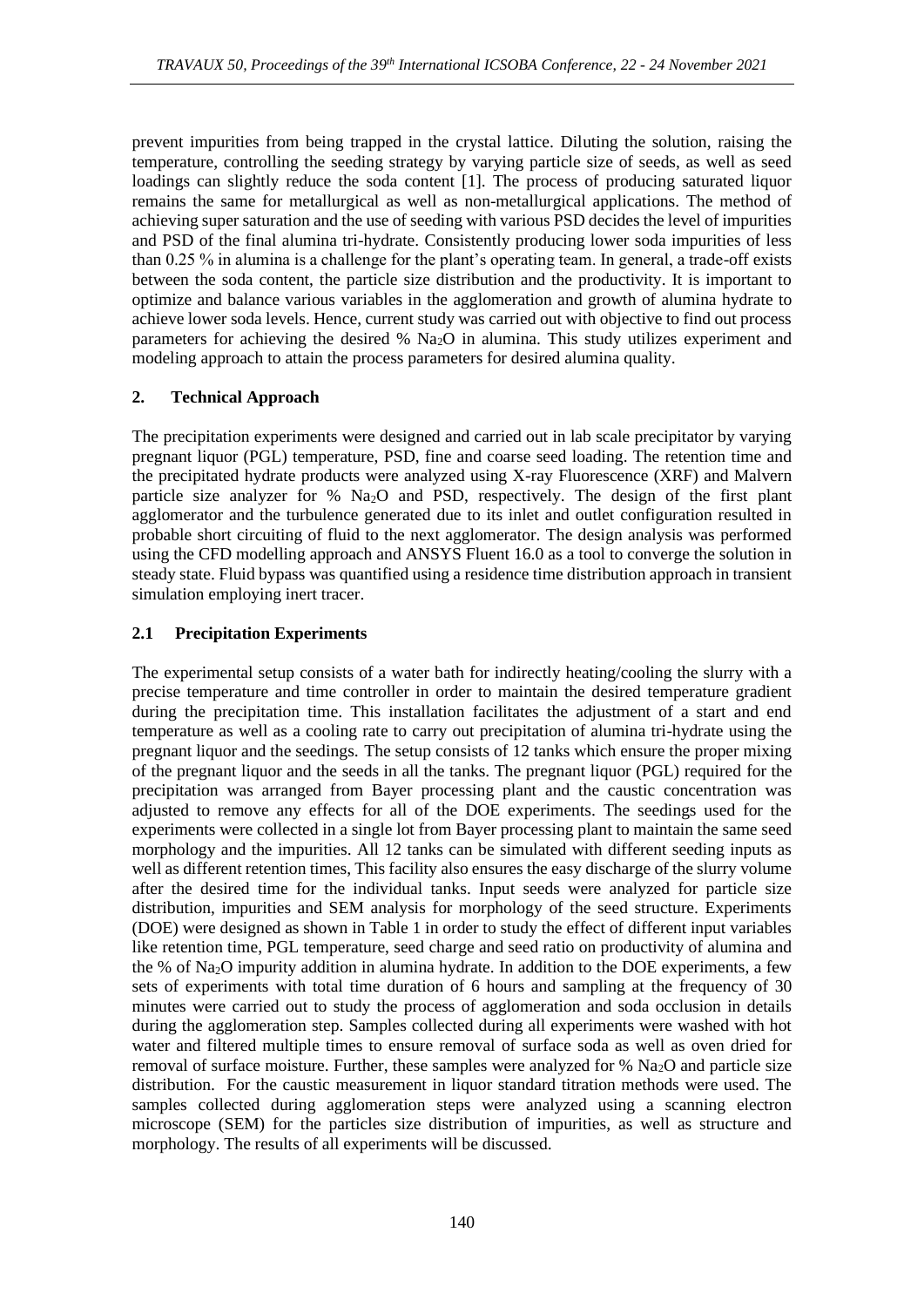prevent impurities from being trapped in the crystal lattice. Diluting the solution, raising the temperature, controlling the seeding strategy by varying particle size of seeds, as well as seed loadings can slightly reduce the soda content [1]. The process of producing saturated liquor remains the same for metallurgical as well as non-metallurgical applications. The method of achieving super saturation and the use of seeding with various PSD decides the level of impurities and PSD of the final alumina tri-hydrate. Consistently producing lower soda impurities of less than 0.25 % in alumina is a challenge for the plant's operating team. In general, a trade-off exists between the soda content, the particle size distribution and the productivity. It is important to optimize and balance various variables in the agglomeration and growth of alumina hydrate to achieve lower soda levels. Hence, current study was carried out with objective to find out process parameters for achieving the desired % $Na_2O$ in alumina. This study utilizes experiment and modeling approach to attain the process parameters for desired alumina quality.

## 2. Technical Approach

The precipitation experiments were designed and carried out in lab scale precipitator by varying pregnant liquor (PGL) temperature, PSD, fine and coarse seed loading. The retention time and the precipitated hydrate products were analyzed using X-ray Fluorescence (XRF) and Malvern particle size analyzer for % $Na_2O$ and PSD, respectively. The design of the first plant agglomerator and the turbulence generated due to its inlet and outlet configuration resulted in probable short circuiting of fluid to the next agglomerator. The design analysis was performed using the CFD modelling approach and ANSYS Fluent 16.0 as a tool to converge the solution in steady state. Fluid bypass was quantified using a residence time distribution approach in transient simulation employing inert tracer.

### 2.1 Precipitation Experiments

The experimental setup consists of a water bath for indirectly heating/cooling the slurry with a precise temperature and time controller in order to maintain the desired temperature gradient during the precipitation time. This installation facilitates the adjustment of a start and end temperature as well as a cooling rate to carry out precipitation of alumina tri-hydrate using the pregnant liquor and the seedings. The setup consists of 12 tanks which ensure the proper mixing of the pregnant liquor and the seeds in all the tanks. The pregnant liquor (PGL) required for the precipitation was arranged from Bayer processing plant and the caustic concentration was adjusted to remove any effects for all of the DOE experiments. The seedings used for the experiments were collected in a single lot from Bayer processing plant to maintain the same seed morphology and the impurities. All 12 tanks can be simulated with different seeding inputs as well as different retention times, This facility also ensures the easy discharge of the slurry volume after the desired time for the individual tanks. Input seeds were analyzed for particle size distribution, impurities and SEM analysis for morphology of the seed structure. Experiments (DOE) were designed as shown in Table 1 in order to study the effect of different input variables like retention time, PGL temperature, seed charge and seed ratio on productivity of alumina and the % of $Na_2O$ impurity addition in alumina hydrate. In addition to the DOE experiments, a few sets of experiments with total time duration of 6 hours and sampling at the frequency of 30 minutes were carried out to study the process of agglomeration and soda occlusion in details during the agglomeration step. Samples collected during all experiments were washed with hot water and filtered multiple times to ensure removal of surface soda as well as oven dried for removal of surface moisture. Further, these samples were analyzed for % $Na_2O$ and particle size distribution. For the caustic measurement in liquor standard titration methods were used. The samples collected during agglomeration steps were analyzed using a scanning electron microscope (SEM) for the particles size distribution of impurities, as well as structure and morphology. The results of all experiments will be discussed.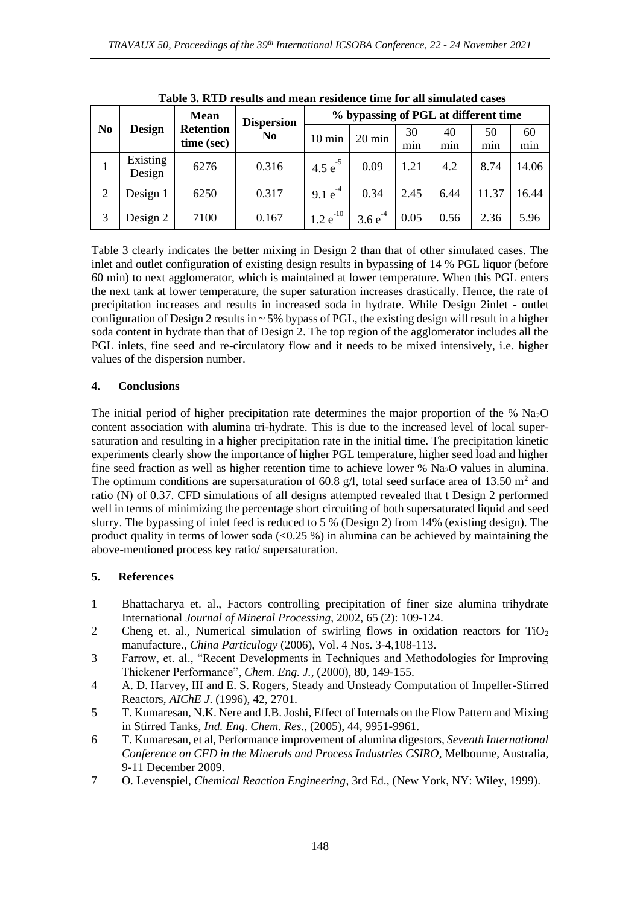**Table 3. RTD results and mean residence time for all simulated cases**

| No | Design | Mean Retention time (sec) | Dispersion No | % bypassing of PGL at different time | | | | | |
|---|---|---|---|---|---|---|---|---|---|
| | | | | 10 min | 20 min | 30 min | 40 min | 50 min | 60 min |
| 1 | Existing Design | 6276 | 0.316 | $4.5\ e^{-5}$ | 0.09 | 1.21 | 4.2 | 8.74 | 14.06 |
| 2 | Design 1 | 6250 | 0.317 | $9.1\ e^{-4}$ | 0.34 | 2.45 | 6.44 | 11.37 | 16.44 |
| 3 | Design 2 | 7100 | 0.167 | $1.2\ e^{-10}$ | $3.6\ e^{-4}$ | 0.05 | 0.56 | 2.36 | 5.96 |

Table 3 clearly indicates the better mixing in Design 2 than that of other simulated cases. The inlet and outlet configuration of existing design results in bypassing of 14 % PGL liquor (before 60 min) to next agglomerator, which is maintained at lower temperature. When this PGL enters the next tank at lower temperature, the super saturation increases drastically. Hence, the rate of precipitation increases and results in increased soda in hydrate. While Design 2inlet - outlet configuration of Design 2 results in ~ 5% bypass of PGL, the existing design will result in a higher soda content in hydrate than that of Design 2. The top region of the agglomerator includes all the PGL inlets, fine seed and re-circulatory flow and it needs to be mixed intensively, i.e. higher values of the dispersion number.

## 4. Conclusions

The initial period of higher precipitation rate determines the major proportion of the % $Na_2O$ content association with alumina tri-hydrate. This is due to the increased level of local super-saturation and resulting in a higher precipitation rate in the initial time. The precipitation kinetic experiments clearly show the importance of higher PGL temperature, higher seed load and higher fine seed fraction as well as higher retention time to achieve lower % $Na_2O$ values in alumina. The optimum conditions are supersaturation of 60.8 g/l, total seed surface area of 13.50 $m^2$ and ratio (N) of 0.37. CFD simulations of all designs attempted revealed that t Design 2 performed well in terms of minimizing the percentage short circuiting of both supersaturated liquid and seed slurry. The bypassing of inlet feed is reduced to 5 % (Design 2) from 14% (existing design). The product quality in terms of lower soda (<0.25 %) in alumina can be achieved by maintaining the above-mentioned process key ratio/ supersaturation.

## 5. References

1. Bhattacharya et. al., Factors controlling precipitation of finer size alumina trihydrate International *Journal of Mineral Processing*, 2002, 65 (2): 109-124.
2. Cheng et. al., Numerical simulation of swirling flows in oxidation reactors for $TiO_2$ manufacture., *China Particulogy* (2006), Vol. 4 Nos. 3-4,108-113.
3. Farrow, et. al., "Recent Developments in Techniques and Methodologies for Improving Thickener Performance", *Chem. Eng. J.*, (2000), 80, 149-155.
4. A. D. Harvey, III and E. S. Rogers, Steady and Unsteady Computation of Impeller-Stirred Reactors, *AIChE J*. (1996), 42, 2701.
5. T. Kumaresan, N.K. Nere and J.B. Joshi, Effect of Internals on the Flow Pattern and Mixing in Stirred Tanks, *Ind. Eng. Chem. Res.*, (2005), 44, 9951-9961.
6. T. Kumaresan, et al, Performance improvement of alumina digestors, *Seventh International Conference on CFD in the Minerals and Process Industries CSIRO*, Melbourne, Australia, 9-11 December 2009.
7. O. Levenspiel, *Chemical Reaction Engineering*, 3rd Ed., (New York, NY: Wiley, 1999).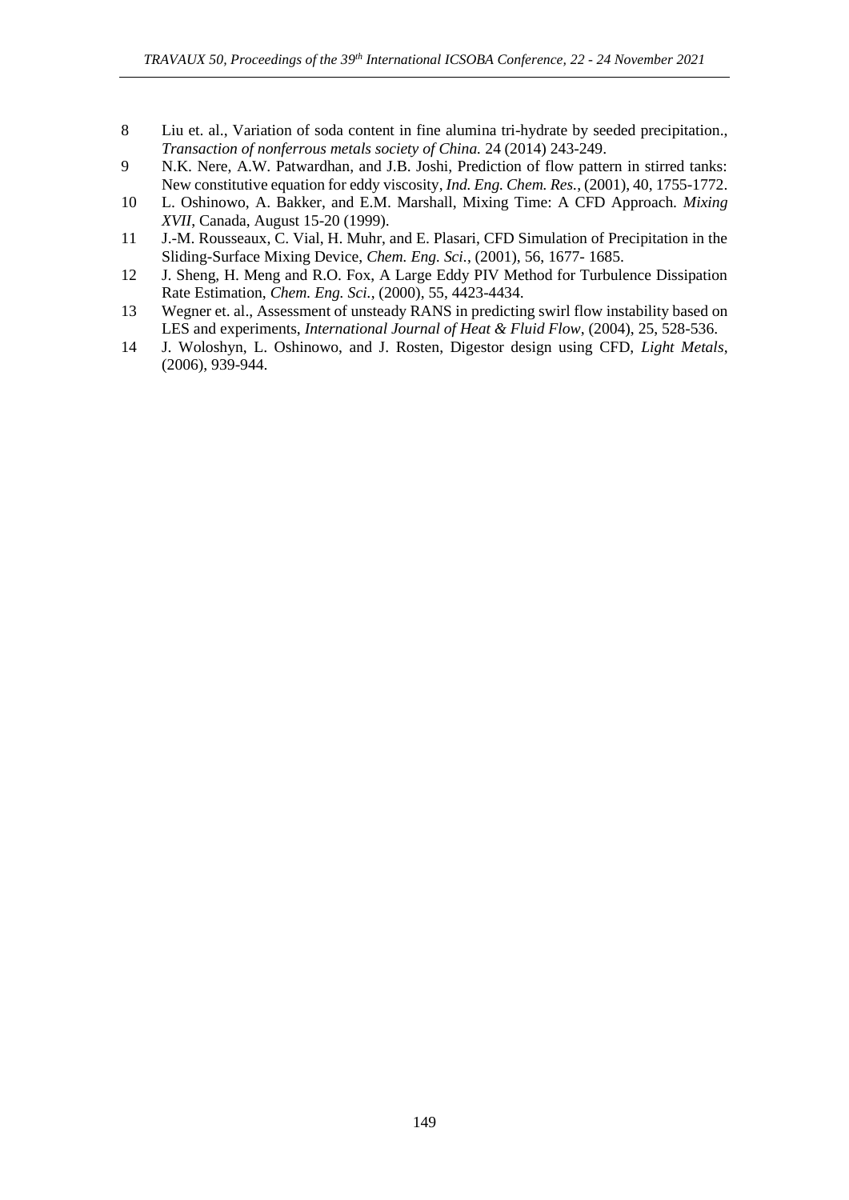8. Liu et. al., Variation of soda content in fine alumina tri-hydrate by seeded precipitation., *Transaction of nonferrous metals society of China.* 24 (2014) 243-249.
9. N.K. Nere, A.W. Patwardhan, and J.B. Joshi, Prediction of flow pattern in stirred tanks: New constitutive equation for eddy viscosity, *Ind. Eng. Chem. Res.*, (2001), 40, 1755-1772.
10. L. Oshinowo, A. Bakker, and E.M. Marshall, Mixing Time: A CFD Approach. *Mixing XVII*, Canada, August 15-20 (1999).
11. J.-M. Rousseaux, C. Vial, H. Muhr, and E. Plasari, CFD Simulation of Precipitation in the Sliding-Surface Mixing Device, *Chem. Eng. Sci.*, (2001), 56, 1677- 1685.
12. J. Sheng, H. Meng and R.O. Fox, A Large Eddy PIV Method for Turbulence Dissipation Rate Estimation, *Chem. Eng. Sci.*, (2000), 55, 4423-4434.
13. Wegner et. al., Assessment of unsteady RANS in predicting swirl flow instability based on LES and experiments, *International Journal of Heat & Fluid Flow*, (2004), 25, 528-536.
14. J. Woloshyn, L. Oshinowo, and J. Rosten, Digestor design using CFD, *Light Metals*, (2006), 939-944.